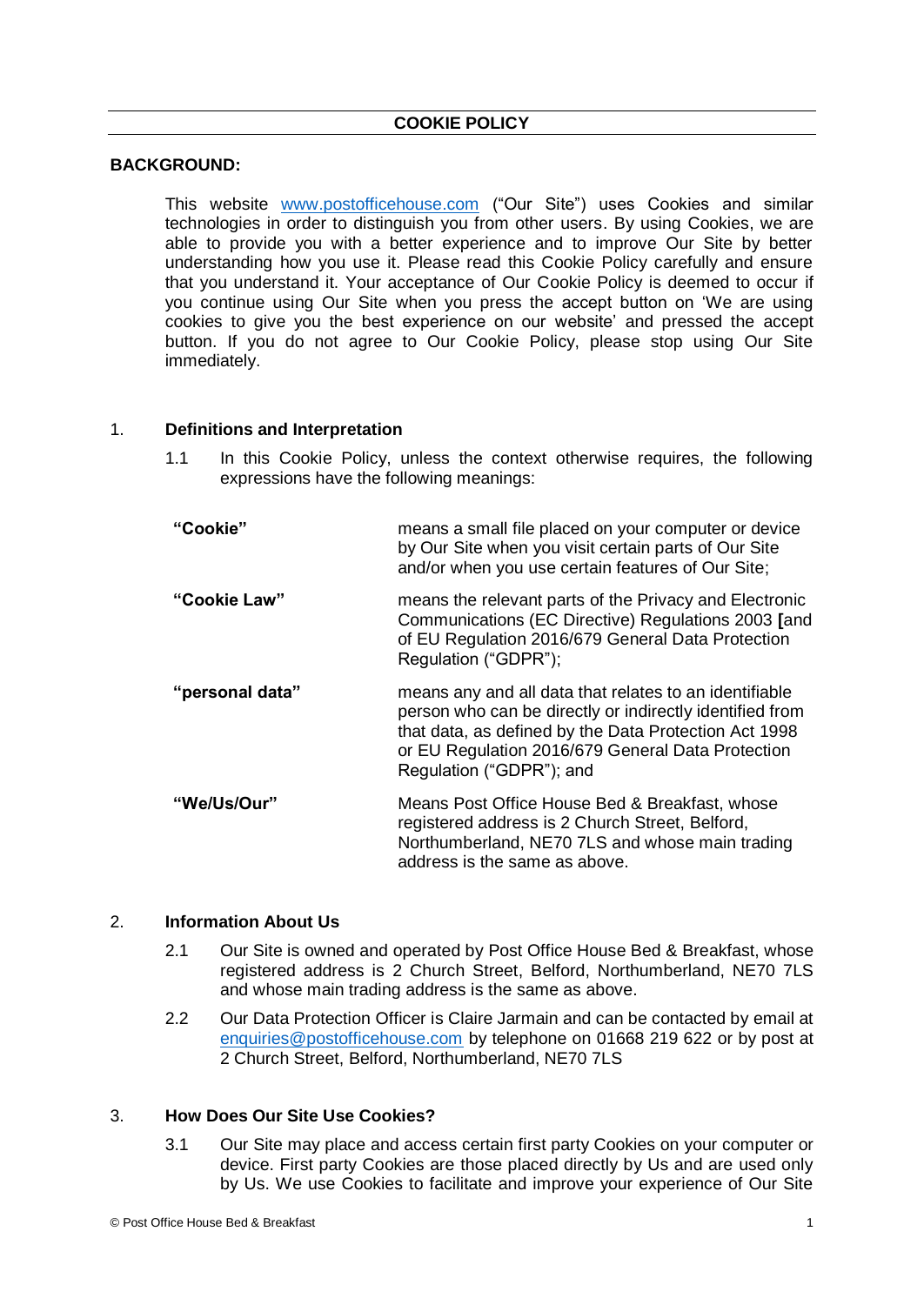# COOKIE POLICY

**BACKGROUND:**

This website [www.postofficehouse.com](http://www.postofficehouse.com) ("Our Site") uses Cookies and similar technologies in order to distinguish you from other users. By using Cookies, we are able to provide you with a better experience and to improve Our Site by better understanding how you use it. Please read this Cookie Policy carefully and ensure that you understand it. Your acceptance of Our Cookie Policy is deemed to occur if you continue using Our Site when you press the accept button on 'We are using cookies to give you the best experience on our website' and pressed the accept button. If you do not agree to Our Cookie Policy, please stop using Our Site immediately.

1. **Definitions and Interpretation**

   1.1 In this Cookie Policy, unless the context otherwise requires, the following expressions have the following meanings:

| | |
|---|---|
| **"Cookie"** | means a small file placed on your computer or device by Our Site when you visit certain parts of Our Site and/or when you use certain features of Our Site; |
| **"Cookie Law"** | means the relevant parts of the Privacy and Electronic Communications (EC Directive) Regulations 2003 **[**and of EU Regulation 2016/679 General Data Protection Regulation ("GDPR"); |
| **"personal data"** | means any and all data that relates to an identifiable person who can be directly or indirectly identified from that data, as defined by the Data Protection Act 1998 or EU Regulation 2016/679 General Data Protection Regulation ("GDPR"); and |
| **"We/Us/Our"** | Means Post Office House Bed & Breakfast, whose registered address is 2 Church Street, Belford, Northumberland, NE70 7LS and whose main trading address is the same as above. |

2. **Information About Us**

   2.1 Our Site is owned and operated by Post Office House Bed & Breakfast, whose registered address is 2 Church Street, Belford, Northumberland, NE70 7LS and whose main trading address is the same as above.

   2.2 Our Data Protection Officer is Claire Jarmain and can be contacted by email at [enquiries@postofficehouse.com](mailto:enquiries@postofficehouse.com) by telephone on 01668 219 622 or by post at 2 Church Street, Belford, Northumberland, NE70 7LS

3. **How Does Our Site Use Cookies?**

   3.1 Our Site may place and access certain first party Cookies on your computer or device. First party Cookies are those placed directly by Us and are used only by Us. We use Cookies to facilitate and improve your experience of Our Site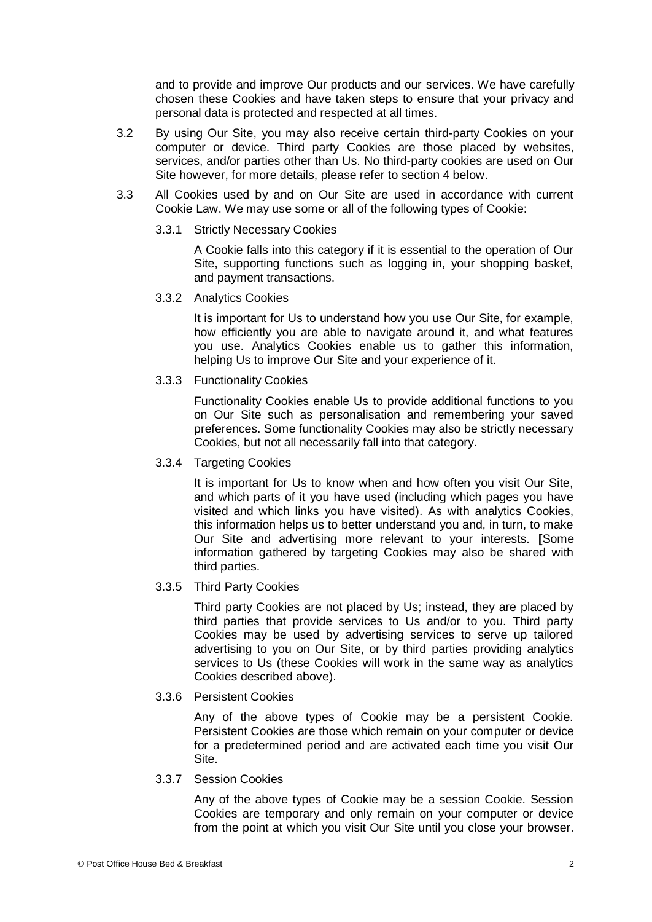and to provide and improve Our products and our services. We have carefully chosen these Cookies and have taken steps to ensure that your privacy and personal data is protected and respected at all times.

3.2 By using Our Site, you may also receive certain third-party Cookies on your computer or device. Third party Cookies are those placed by websites, services, and/or parties other than Us. No third-party cookies are used on Our Site however, for more details, please refer to section 4 below.

3.3 All Cookies used by and on Our Site are used in accordance with current Cookie Law. We may use some or all of the following types of Cookie:

3.3.1 Strictly Necessary Cookies

A Cookie falls into this category if it is essential to the operation of Our Site, supporting functions such as logging in, your shopping basket, and payment transactions.

3.3.2 Analytics Cookies

It is important for Us to understand how you use Our Site, for example, how efficiently you are able to navigate around it, and what features you use. Analytics Cookies enable us to gather this information, helping Us to improve Our Site and your experience of it.

3.3.3 Functionality Cookies

Functionality Cookies enable Us to provide additional functions to you on Our Site such as personalisation and remembering your saved preferences. Some functionality Cookies may also be strictly necessary Cookies, but not all necessarily fall into that category.

3.3.4 Targeting Cookies

It is important for Us to know when and how often you visit Our Site, and which parts of it you have used (including which pages you have visited and which links you have visited). As with analytics Cookies, this information helps us to better understand you and, in turn, to make Our Site and advertising more relevant to your interests. **[**Some information gathered by targeting Cookies may also be shared with third parties.

3.3.5 Third Party Cookies

Third party Cookies are not placed by Us; instead, they are placed by third parties that provide services to Us and/or to you. Third party Cookies may be used by advertising services to serve up tailored advertising to you on Our Site, or by third parties providing analytics services to Us (these Cookies will work in the same way as analytics Cookies described above).

3.3.6 Persistent Cookies

Any of the above types of Cookie may be a persistent Cookie. Persistent Cookies are those which remain on your computer or device for a predetermined period and are activated each time you visit Our Site.

3.3.7 Session Cookies

Any of the above types of Cookie may be a session Cookie. Session Cookies are temporary and only remain on your computer or device from the point at which you visit Our Site until you close your browser.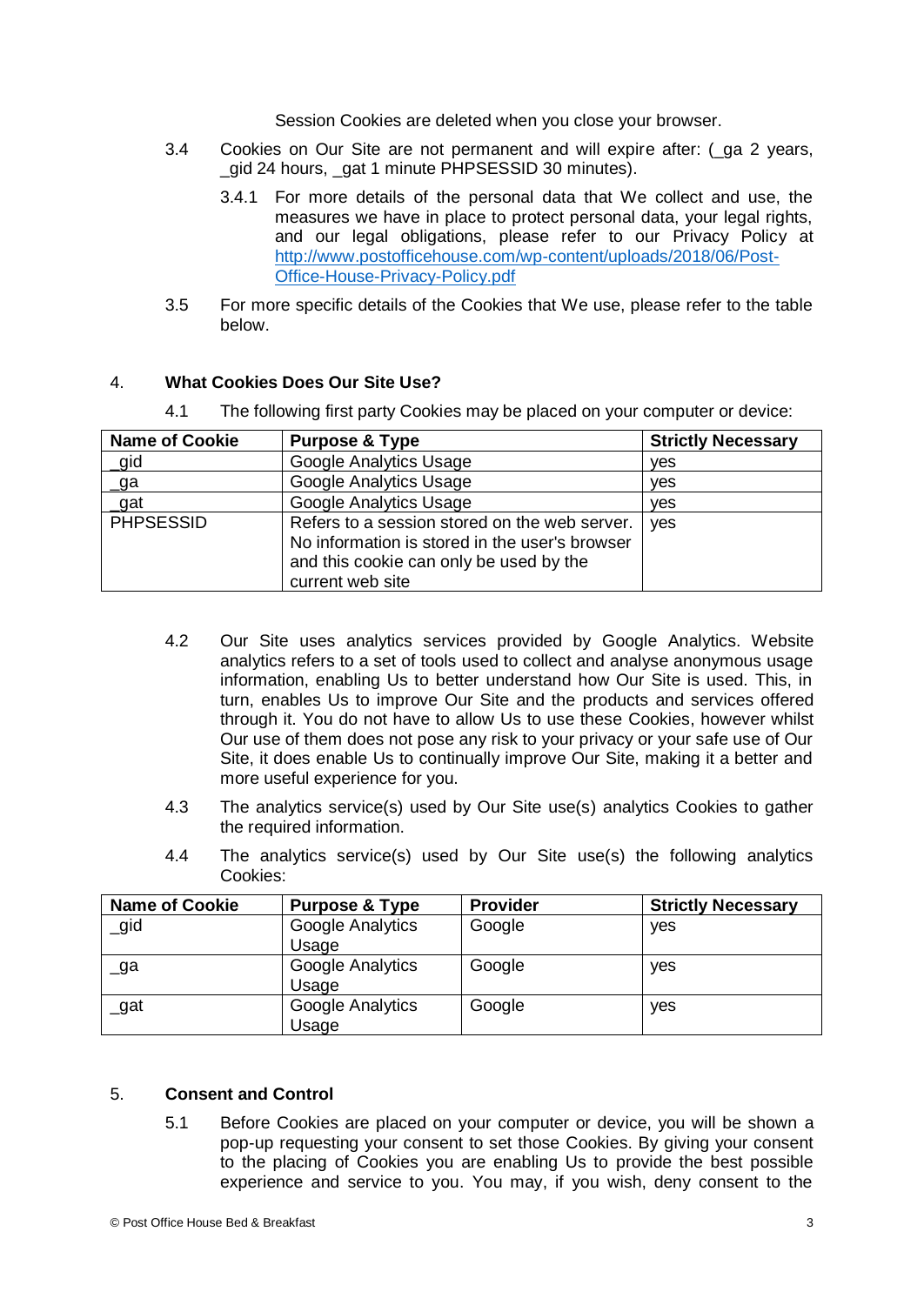Session Cookies are deleted when you close your browser.

3.4 Cookies on Our Site are not permanent and will expire after: (_ga 2 years, _gid 24 hours, _gat 1 minute PHPSESSID 30 minutes).

3.4.1 For more details of the personal data that We collect and use, the measures we have in place to protect personal data, your legal rights, and our legal obligations, please refer to our Privacy Policy at [http://www.postofficehouse.com/wp-content/uploads/2018/06/Post-Office-House-Privacy-Policy.pdf](http://www.postofficehouse.com/wp-content/uploads/2018/06/Post-Office-House-Privacy-Policy.pdf)

3.5 For more specific details of the Cookies that We use, please refer to the table below.

## 4. What Cookies Does Our Site Use?

4.1 The following first party Cookies may be placed on your computer or device:

| Name of Cookie | Purpose & Type | Strictly Necessary |
|---|---|---|
| _gid | Google Analytics Usage | yes |
| _ga | Google Analytics Usage | yes |
| _gat | Google Analytics Usage | yes |
| PHPSESSID | Refers to a session stored on the web server. No information is stored in the user's browser and this cookie can only be used by the current web site | yes |

4.2 Our Site uses analytics services provided by Google Analytics. Website analytics refers to a set of tools used to collect and analyse anonymous usage information, enabling Us to better understand how Our Site is used. This, in turn, enables Us to improve Our Site and the products and services offered through it. You do not have to allow Us to use these Cookies, however whilst Our use of them does not pose any risk to your privacy or your safe use of Our Site, it does enable Us to continually improve Our Site, making it a better and more useful experience for you.

4.3 The analytics service(s) used by Our Site use(s) analytics Cookies to gather the required information.

4.4 The analytics service(s) used by Our Site use(s) the following analytics Cookies:

| Name of Cookie | Purpose & Type | Provider | Strictly Necessary |
|---|---|---|---|
| _gid | Google Analytics Usage | Google | yes |
| _ga | Google Analytics Usage | Google | yes |
| _gat | Google Analytics Usage | Google | yes |

## 5. Consent and Control

5.1 Before Cookies are placed on your computer or device, you will be shown a pop-up requesting your consent to set those Cookies. By giving your consent to the placing of Cookies you are enabling Us to provide the best possible experience and service to you. You may, if you wish, deny consent to the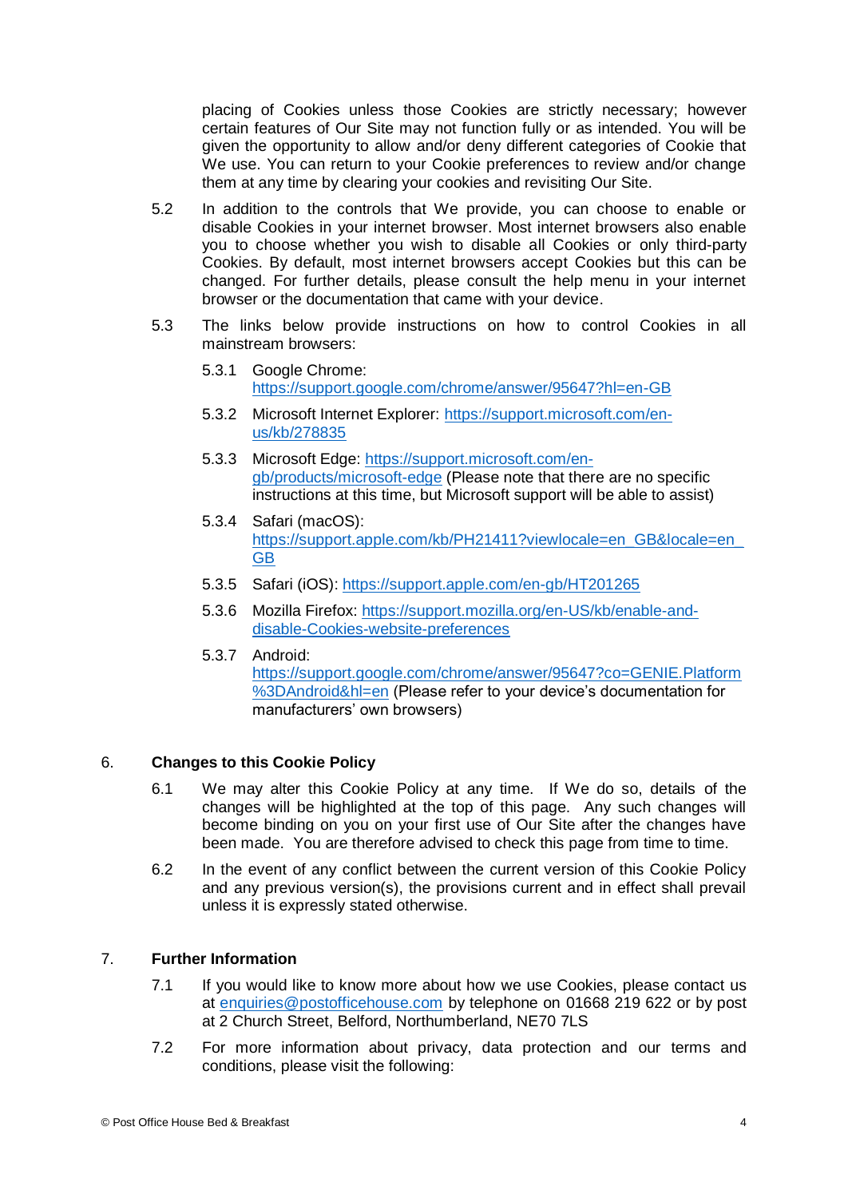placing of Cookies unless those Cookies are strictly necessary; however certain features of Our Site may not function fully or as intended. You will be given the opportunity to allow and/or deny different categories of Cookie that We use. You can return to your Cookie preferences to review and/or change them at any time by clearing your cookies and revisiting Our Site.

5.2 In addition to the controls that We provide, you can choose to enable or disable Cookies in your internet browser. Most internet browsers also enable you to choose whether you wish to disable all Cookies or only third-party Cookies. By default, most internet browsers accept Cookies but this can be changed. For further details, please consult the help menu in your internet browser or the documentation that came with your device.

5.3 The links below provide instructions on how to control Cookies in all mainstream browsers:

5.3.1 Google Chrome: https://support.google.com/chrome/answer/95647?hl=en-GB

5.3.2 Microsoft Internet Explorer: https://support.microsoft.com/en-us/kb/278835

5.3.3 Microsoft Edge: https://support.microsoft.com/en-gb/products/microsoft-edge (Please note that there are no specific instructions at this time, but Microsoft support will be able to assist)

5.3.4 Safari (macOS): https://support.apple.com/kb/PH21411?viewlocale=en_GB&locale=en_GB

5.3.5 Safari (iOS): https://support.apple.com/en-gb/HT201265

5.3.6 Mozilla Firefox: https://support.mozilla.org/en-US/kb/enable-and-disable-Cookies-website-preferences

5.3.7 Android: https://support.google.com/chrome/answer/95647?co=GENIE.Platform%3DAndroid&hl=en (Please refer to your device's documentation for manufacturers' own browsers)

## 6. Changes to this Cookie Policy

6.1 We may alter this Cookie Policy at any time. If We do so, details of the changes will be highlighted at the top of this page. Any such changes will become binding on you on your first use of Our Site after the changes have been made. You are therefore advised to check this page from time to time.

6.2 In the event of any conflict between the current version of this Cookie Policy and any previous version(s), the provisions current and in effect shall prevail unless it is expressly stated otherwise.

## 7. Further Information

7.1 If you would like to know more about how we use Cookies, please contact us at enquiries@postofficehouse.com by telephone on 01668 219 622 or by post at 2 Church Street, Belford, Northumberland, NE70 7LS

7.2 For more information about privacy, data protection and our terms and conditions, please visit the following: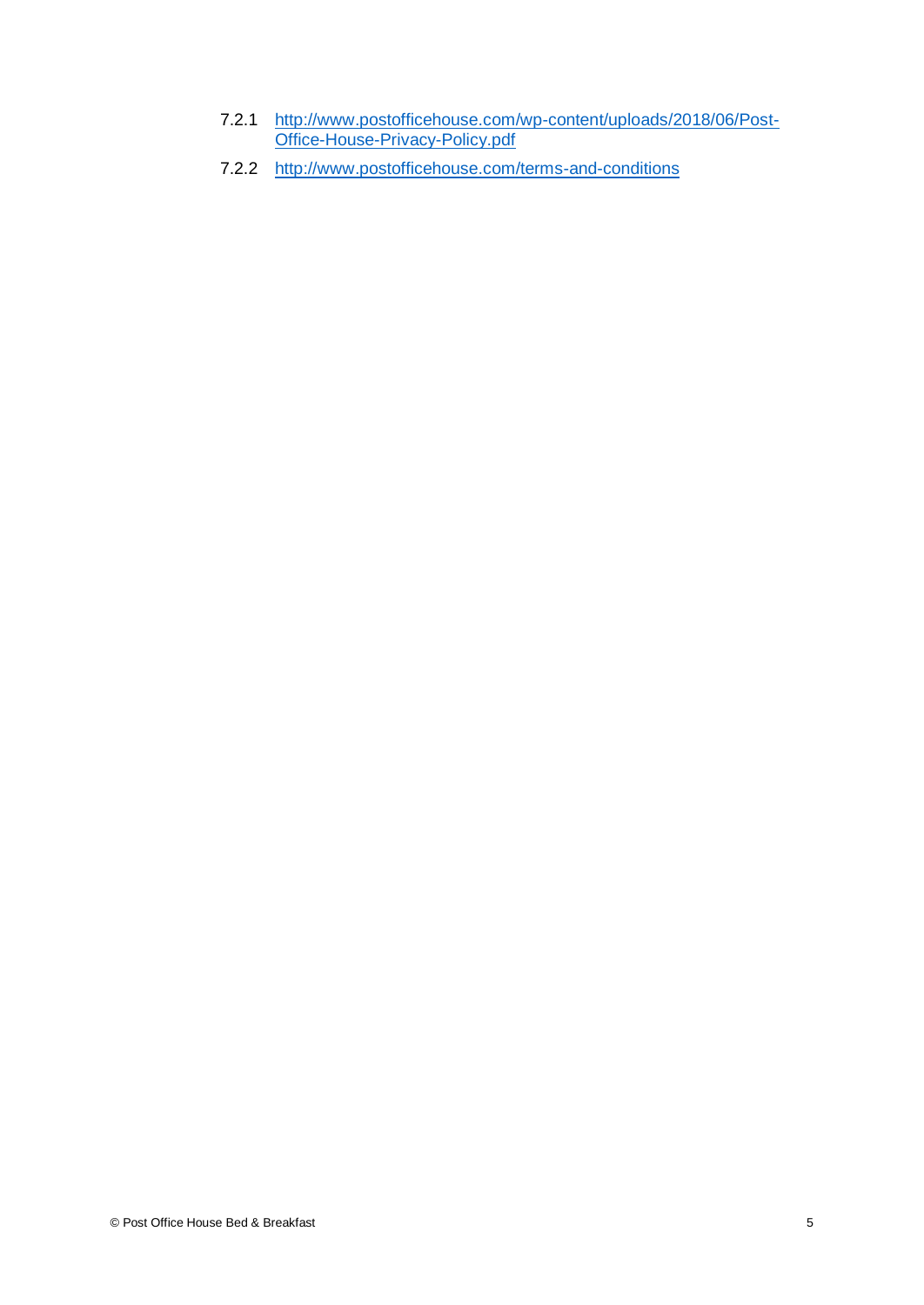7.2.1 http://www.postofficehouse.com/wp-content/uploads/2018/06/Post-Office-House-Privacy-Policy.pdf

7.2.2 http://www.postofficehouse.com/terms-and-conditions